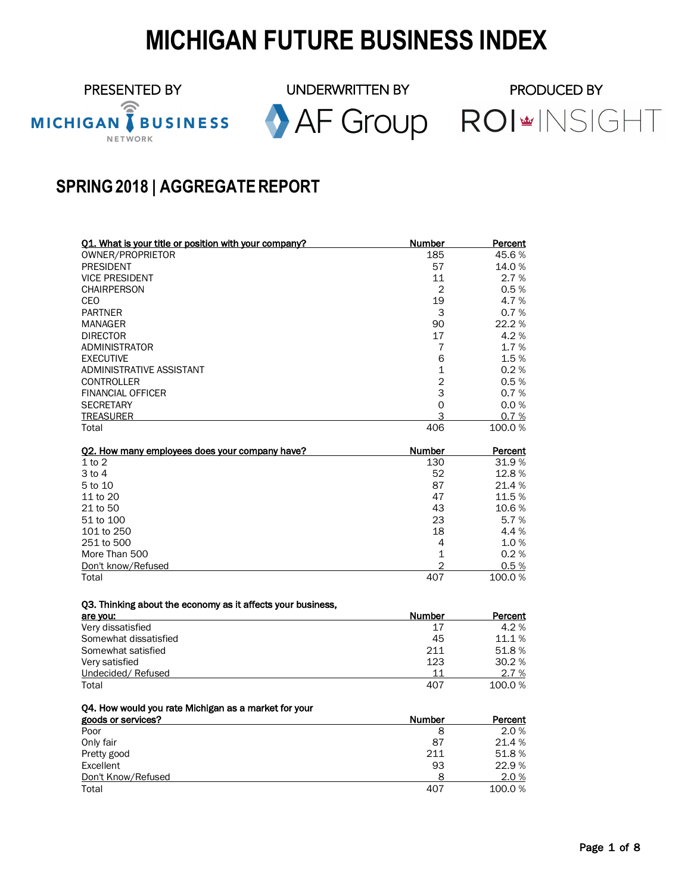# MICHIGAN FUTURE BUSINESS INDEX

PRESENTED BY MICHIGAN BUSINESS NETWORK

UNDERWRITTEN BY AF Group

PRODUCED BY ROI INSIGHT

## SPRING 2018 | AGGREGATE REPORT

| Q1. What is your title or position with your company? | Number | Percent |
|---|---|---|
| OWNER/PROPRIETOR | 185 | 45.6 % |
| PRESIDENT | 57 | 14.0 % |
| VICE PRESIDENT | 11 | 2.7 % |
| CHAIRPERSON | 2 | 0.5 % |
| CEO | 19 | 4.7 % |
| PARTNER | 3 | 0.7 % |
| MANAGER | 90 | 22.2 % |
| DIRECTOR | 17 | 4.2 % |
| ADMINISTRATOR | 7 | 1.7 % |
| EXECUTIVE | 6 | 1.5 % |
| ADMINISTRATIVE ASSISTANT | 1 | 0.2 % |
| CONTROLLER | 2 | 0.5 % |
| FINANCIAL OFFICER | 3 | 0.7 % |
| SECRETARY | 0 | 0.0 % |
| TREASURER | 3 | 0.7 % |
| Total | 406 | 100.0 % |

| Q2. How many employees does your company have? | Number | Percent |
|---|---|---|
| 1 to 2 | 130 | 31.9 % |
| 3 to 4 | 52 | 12.8 % |
| 5 to 10 | 87 | 21.4 % |
| 11 to 20 | 47 | 11.5 % |
| 21 to 50 | 43 | 10.6 % |
| 51 to 100 | 23 | 5.7 % |
| 101 to 250 | 18 | 4.4 % |
| 251 to 500 | 4 | 1.0 % |
| More Than 500 | 1 | 0.2 % |
| Don't know/Refused | 2 | 0.5 % |
| Total | 407 | 100.0 % |

| Q3. Thinking about the economy as it affects your business, are you: | Number | Percent |
|---|---|---|
| Very dissatisfied | 17 | 4.2 % |
| Somewhat dissatisfied | 45 | 11.1 % |
| Somewhat satisfied | 211 | 51.8 % |
| Very satisfied | 123 | 30.2 % |
| Undecided/ Refused | 11 | 2.7 % |
| Total | 407 | 100.0 % |

| Q4. How would you rate Michigan as a market for your goods or services? | Number | Percent |
|---|---|---|
| Poor | 8 | 2.0 % |
| Only fair | 87 | 21.4 % |
| Pretty good | 211 | 51.8 % |
| Excellent | 93 | 22.9 % |
| Don't Know/Refused | 8 | 2.0 % |
| Total | 407 | 100.0 % |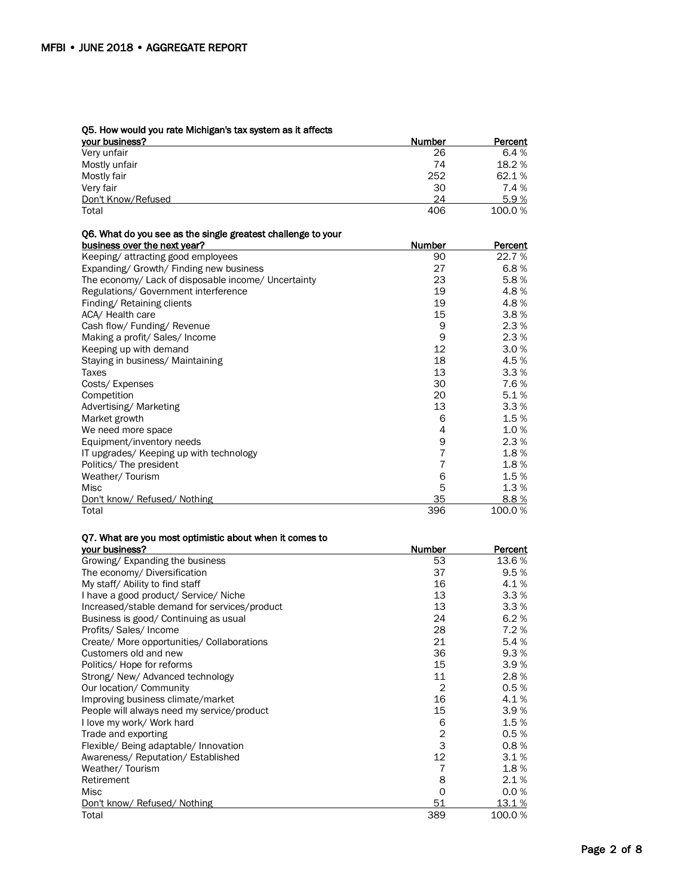| Q5. How would you rate Michigan's tax system as it affects your business? | Number | Percent |
|---|---|---|
| Very unfair | 26 | 6.4 % |
| Mostly unfair | 74 | 18.2 % |
| Mostly fair | 252 | 62.1 % |
| Very fair | 30 | 7.4 % |
| Don't Know/Refused | 24 | 5.9 % |
| Total | 406 | 100.0 % |

| Q6. What do you see as the single greatest challenge to your business over the next year? | Number | Percent |
|---|---|---|
| Keeping/ attracting good employees | 90 | 22.7 % |
| Expanding/ Growth/ Finding new business | 27 | 6.8 % |
| The economy/ Lack of disposable income/ Uncertainty | 23 | 5.8 % |
| Regulations/ Government interference | 19 | 4.8 % |
| Finding/ Retaining clients | 19 | 4.8 % |
| ACA/ Health care | 15 | 3.8 % |
| Cash flow/ Funding/ Revenue | 9 | 2.3 % |
| Making a profit/ Sales/ Income | 9 | 2.3 % |
| Keeping up with demand | 12 | 3.0 % |
| Staying in business/ Maintaining | 18 | 4.5 % |
| Taxes | 13 | 3.3 % |
| Costs/ Expenses | 30 | 7.6 % |
| Competition | 20 | 5.1 % |
| Advertising/ Marketing | 13 | 3.3 % |
| Market growth | 6 | 1.5 % |
| We need more space | 4 | 1.0 % |
| Equipment/inventory needs | 9 | 2.3 % |
| IT upgrades/ Keeping up with technology | 7 | 1.8 % |
| Politics/ The president | 7 | 1.8 % |
| Weather/ Tourism | 6 | 1.5 % |
| Misc | 5 | 1.3 % |
| Don't know/ Refused/ Nothing | 35 | 8.8 % |
| Total | 396 | 100.0 % |

| Q7. What are you most optimistic about when it comes to your business? | Number | Percent |
|---|---|---|
| Growing/ Expanding the business | 53 | 13.6 % |
| The economy/ Diversification | 37 | 9.5 % |
| My staff/ Ability to find staff | 16 | 4.1 % |
| I have a good product/ Service/ Niche | 13 | 3.3 % |
| Increased/stable demand for services/product | 13 | 3.3 % |
| Business is good/ Continuing as usual | 24 | 6.2 % |
| Profits/ Sales/ Income | 28 | 7.2 % |
| Create/ More opportunities/ Collaborations | 21 | 5.4 % |
| Customers old and new | 36 | 9.3 % |
| Politics/ Hope for reforms | 15 | 3.9 % |
| Strong/ New/ Advanced technology | 11 | 2.8 % |
| Our location/ Community | 2 | 0.5 % |
| Improving business climate/market | 16 | 4.1 % |
| People will always need my service/product | 15 | 3.9 % |
| I love my work/ Work hard | 6 | 1.5 % |
| Trade and exporting | 2 | 0.5 % |
| Flexible/ Being adaptable/ Innovation | 3 | 0.8 % |
| Awareness/ Reputation/ Established | 12 | 3.1 % |
| Weather/ Tourism | 7 | 1.8 % |
| Retirement | 8 | 2.1 % |
| Misc | 0 | 0.0 % |
| Don't know/ Refused/ Nothing | 51 | 13.1 % |
| Total | 389 | 100.0 % |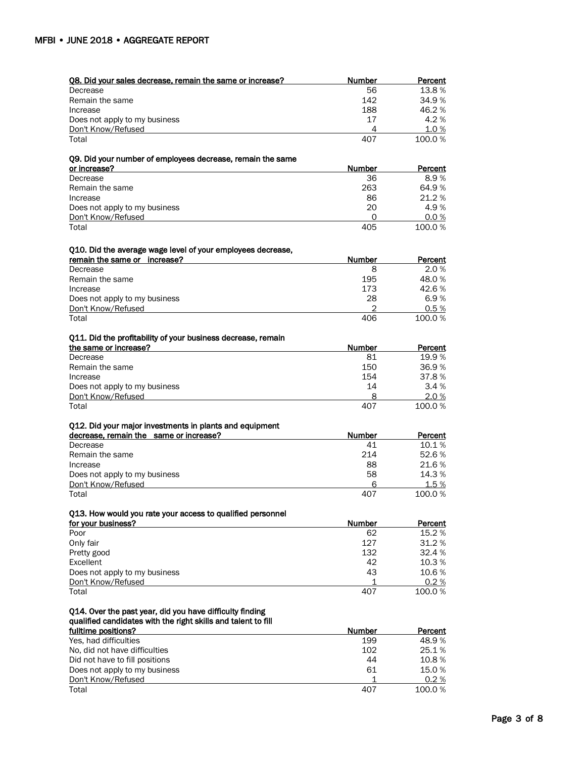| Q8. Did your sales decrease, remain the same or increase? | Number | Percent |
|---|---|---|
| Decrease | 56 | 13.8 % |
| Remain the same | 142 | 34.9 % |
| Increase | 188 | 46.2 % |
| Does not apply to my business | 17 | 4.2 % |
| Don't Know/Refused | 4 | 1.0 % |
| Total | 407 | 100.0 % |

| Q9. Did your number of employees decrease, remain the same or increase? | Number | Percent |
|---|---|---|
| Decrease | 36 | 8.9 % |
| Remain the same | 263 | 64.9 % |
| Increase | 86 | 21.2 % |
| Does not apply to my business | 20 | 4.9 % |
| Don't Know/Refused | 0 | 0.0 % |
| Total | 405 | 100.0 % |

| Q10. Did the average wage level of your employees decrease, remain the same or increase? | Number | Percent |
|---|---|---|
| Decrease | 8 | 2.0 % |
| Remain the same | 195 | 48.0 % |
| Increase | 173 | 42.6 % |
| Does not apply to my business | 28 | 6.9 % |
| Don't Know/Refused | 2 | 0.5 % |
| Total | 406 | 100.0 % |

| Q11. Did the profitability of your business decrease, remain the same or increase? | Number | Percent |
|---|---|---|
| Decrease | 81 | 19.9 % |
| Remain the same | 150 | 36.9 % |
| Increase | 154 | 37.8 % |
| Does not apply to my business | 14 | 3.4 % |
| Don't Know/Refused | 8 | 2.0 % |
| Total | 407 | 100.0 % |

| Q12. Did your major investments in plants and equipment decrease, remain the same or increase? | Number | Percent |
|---|---|---|
| Decrease | 41 | 10.1 % |
| Remain the same | 214 | 52.6 % |
| Increase | 88 | 21.6 % |
| Does not apply to my business | 58 | 14.3 % |
| Don't Know/Refused | 6 | 1.5 % |
| Total | 407 | 100.0 % |

| Q13. How would you rate your access to qualified personnel for your business? | Number | Percent |
|---|---|---|
| Poor | 62 | 15.2 % |
| Only fair | 127 | 31.2 % |
| Pretty good | 132 | 32.4 % |
| Excellent | 42 | 10.3 % |
| Does not apply to my business | 43 | 10.6 % |
| Don't Know/Refused | 1 | 0.2 % |
| Total | 407 | 100.0 % |

| Q14. Over the past year, did you have difficulty finding qualified candidates with the right skills and talent to fill fulltime positions? | Number | Percent |
|---|---|---|
| Yes, had difficulties | 199 | 48.9 % |
| No, did not have difficulties | 102 | 25.1 % |
| Did not have to fill positions | 44 | 10.8 % |
| Does not apply to my business | 61 | 15.0 % |
| Don't Know/Refused | 1 | 0.2 % |
| Total | 407 | 100.0 % |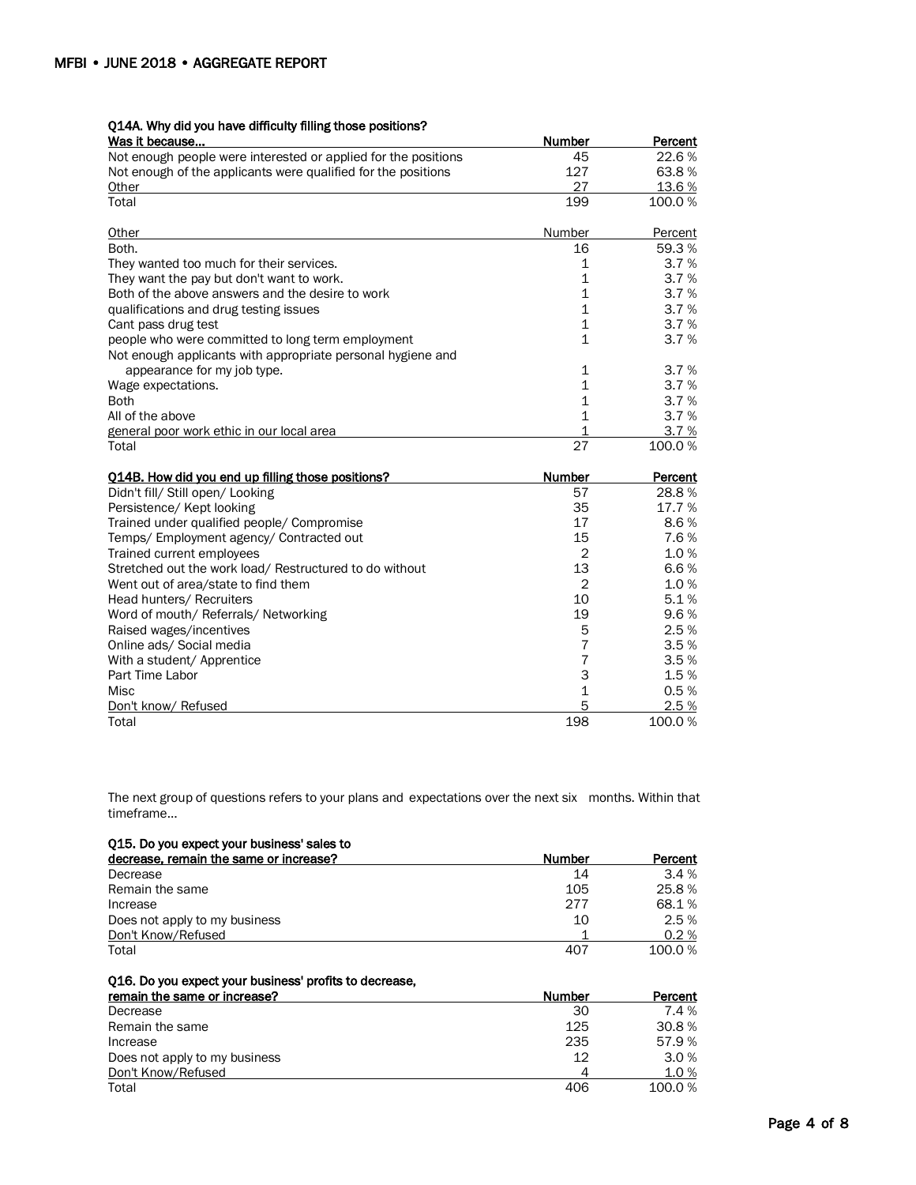| Q14A. Why did you have difficulty filling those positions? Was it because... | Number | Percent |
|---|---|---|
| Not enough people were interested or applied for the positions | 45 | 22.6 % |
| Not enough of the applicants were qualified for the positions | 127 | 63.8 % |
| Other | 27 | 13.6 % |
| Total | 199 | 100.0 % |

| Other | Number | Percent |
|---|---|---|
| Both. | 16 | 59.3 % |
| They wanted too much for their services. | 1 | 3.7 % |
| They want the pay but don't want to work. | 1 | 3.7 % |
| Both of the above answers and the desire to work | 1 | 3.7 % |
| qualifications and drug testing issues | 1 | 3.7 % |
| Cant pass drug test | 1 | 3.7 % |
| people who were committed to long term employment | 1 | 3.7 % |
| Not enough applicants with appropriate personal hygiene and appearance for my job type. | 1 | 3.7 % |
| Wage expectations. | 1 | 3.7 % |
| Both | 1 | 3.7 % |
| All of the above | 1 | 3.7 % |
| general poor work ethic in our local area | 1 | 3.7 % |
| Total | 27 | 100.0 % |

| Q14B. How did you end up filling those positions? | Number | Percent |
|---|---|---|
| Didn't fill/ Still open/ Looking | 57 | 28.8 % |
| Persistence/ Kept looking | 35 | 17.7 % |
| Trained under qualified people/ Compromise | 17 | 8.6 % |
| Temps/ Employment agency/ Contracted out | 15 | 7.6 % |
| Trained current employees | 2 | 1.0 % |
| Stretched out the work load/ Restructured to do without | 13 | 6.6 % |
| Went out of area/state to find them | 2 | 1.0 % |
| Head hunters/ Recruiters | 10 | 5.1 % |
| Word of mouth/ Referrals/ Networking | 19 | 9.6 % |
| Raised wages/incentives | 5 | 2.5 % |
| Online ads/ Social media | 7 | 3.5 % |
| With a student/ Apprentice | 7 | 3.5 % |
| Part Time Labor | 3 | 1.5 % |
| Misc | 1 | 0.5 % |
| Don't know/ Refused | 5 | 2.5 % |
| Total | 198 | 100.0 % |

The next group of questions refers to your plans and expectations over the next six months. Within that timeframe...

| Q15. Do you expect your business' sales to decrease, remain the same or increase? | Number | Percent |
|---|---|---|
| Decrease | 14 | 3.4 % |
| Remain the same | 105 | 25.8 % |
| Increase | 277 | 68.1 % |
| Does not apply to my business | 10 | 2.5 % |
| Don't Know/Refused | 1 | 0.2 % |
| Total | 407 | 100.0 % |

| Q16. Do you expect your business' profits to decrease, remain the same or increase? | Number | Percent |
|---|---|---|
| Decrease | 30 | 7.4 % |
| Remain the same | 125 | 30.8 % |
| Increase | 235 | 57.9 % |
| Does not apply to my business | 12 | 3.0 % |
| Don't Know/Refused | 4 | 1.0 % |
| Total | 406 | 100.0 % |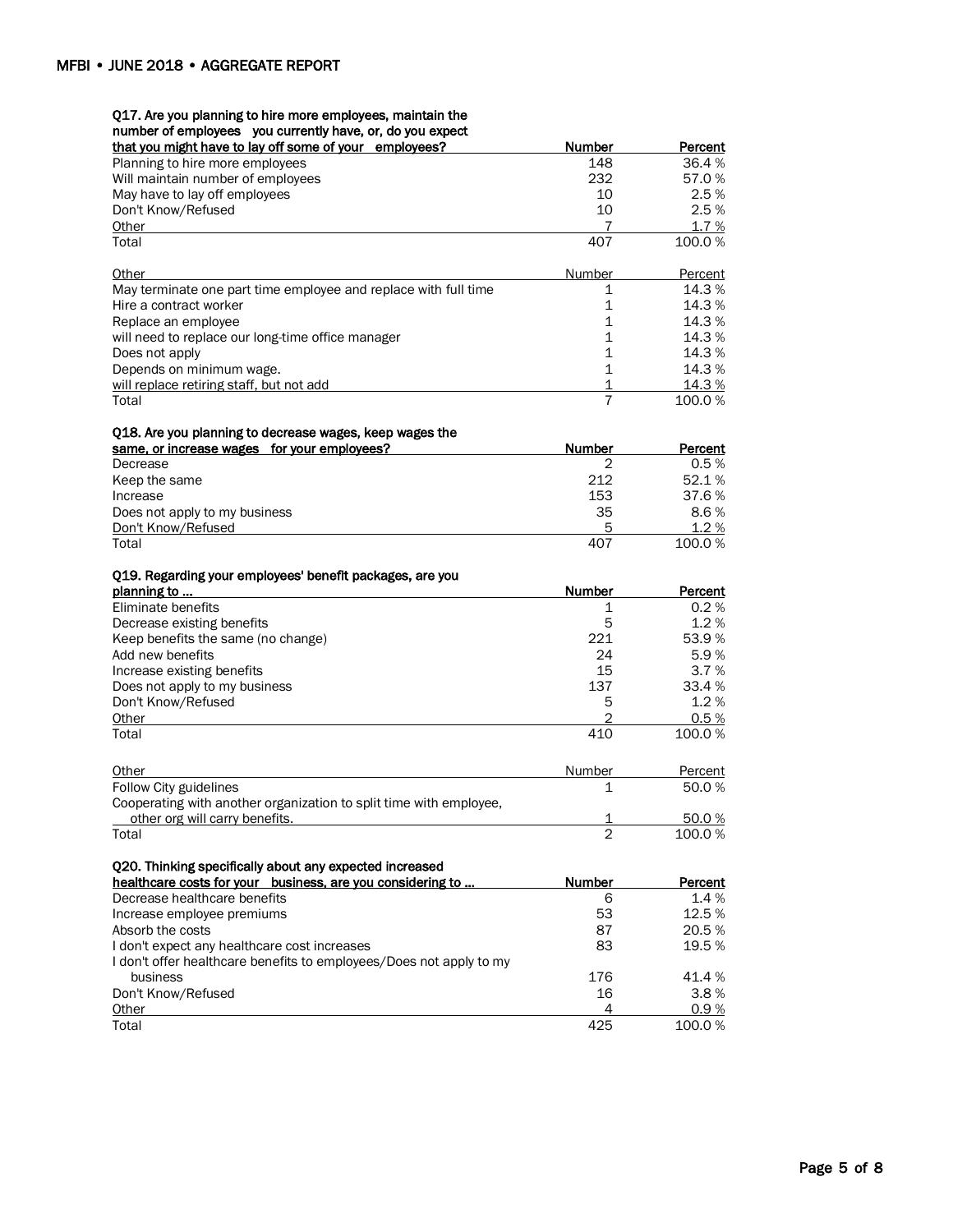| Q17. Are you planning to hire more employees, maintain the number of employees you currently have, or, do you expect that you might have to lay off some of your employees? | Number | Percent |
|---|---|---|
| Planning to hire more employees | 148 | 36.4 % |
| Will maintain number of employees | 232 | 57.0 % |
| May have to lay off employees | 10 | 2.5 % |
| Don't Know/Refused | 10 | 2.5 % |
| Other | 7 | 1.7 % |
| Total | 407 | 100.0 % |

| Other | Number | Percent |
|---|---|---|
| May terminate one part time employee and replace with full time | 1 | 14.3 % |
| Hire a contract worker | 1 | 14.3 % |
| Replace an employee | 1 | 14.3 % |
| will need to replace our long-time office manager | 1 | 14.3 % |
| Does not apply | 1 | 14.3 % |
| Depends on minimum wage. | 1 | 14.3 % |
| will replace retiring staff, but not add | 1 | 14.3 % |
| Total | 7 | 100.0 % |

| Q18. Are you planning to decrease wages, keep wages the same, or increase wages for your employees? | Number | Percent |
|---|---|---|
| Decrease | 2 | 0.5 % |
| Keep the same | 212 | 52.1 % |
| Increase | 153 | 37.6 % |
| Does not apply to my business | 35 | 8.6 % |
| Don't Know/Refused | 5 | 1.2 % |
| Total | 407 | 100.0 % |

| Q19. Regarding your employees' benefit packages, are you planning to ... | Number | Percent |
|---|---|---|
| Eliminate benefits | 1 | 0.2 % |
| Decrease existing benefits | 5 | 1.2 % |
| Keep benefits the same (no change) | 221 | 53.9 % |
| Add new benefits | 24 | 5.9 % |
| Increase existing benefits | 15 | 3.7 % |
| Does not apply to my business | 137 | 33.4 % |
| Don't Know/Refused | 5 | 1.2 % |
| Other | 2 | 0.5 % |
| Total | 410 | 100.0 % |

| Other | Number | Percent |
|---|---|---|
| Follow City guidelines | 1 | 50.0 % |
| Cooperating with another organization to split time with employee, other org will carry benefits. | 1 | 50.0 % |
| Total | 2 | 100.0 % |

| Q20. Thinking specifically about any expected increased healthcare costs for your business, are you considering to ... | Number | Percent |
|---|---|---|
| Decrease healthcare benefits | 6 | 1.4 % |
| Increase employee premiums | 53 | 12.5 % |
| Absorb the costs | 87 | 20.5 % |
| I don't expect any healthcare cost increases | 83 | 19.5 % |
| I don't offer healthcare benefits to employees/Does not apply to my business | 176 | 41.4 % |
| Don't Know/Refused | 16 | 3.8 % |
| Other | 4 | 0.9 % |
| Total | 425 | 100.0 % |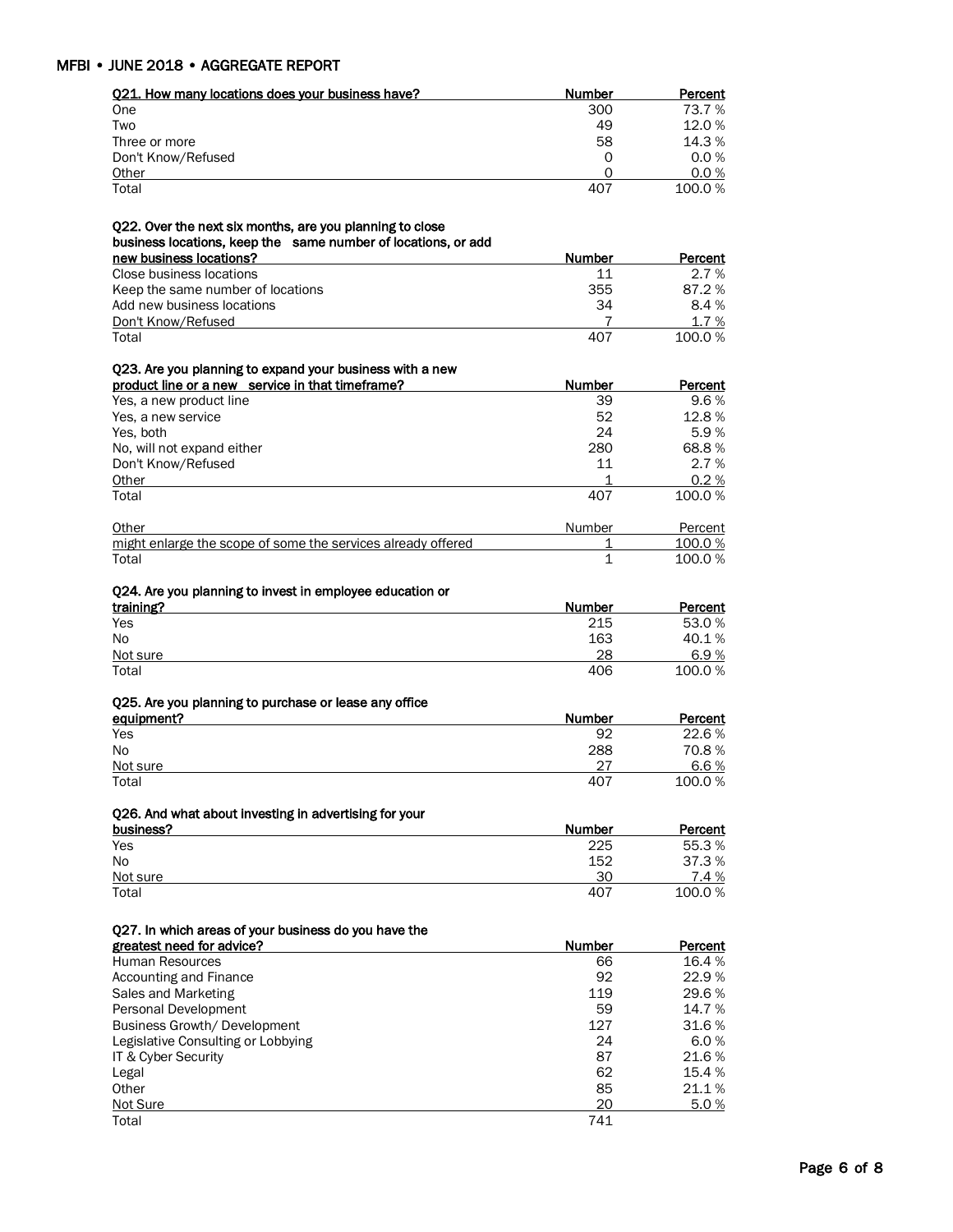| Q21. How many locations does your business have? | Number | Percent |
|---|---|---|
| One | 300 | 73.7 % |
| Two | 49 | 12.0 % |
| Three or more | 58 | 14.3 % |
| Don't Know/Refused | 0 | 0.0 % |
| Other | 0 | 0.0 % |
| Total | 407 | 100.0 % |

| Q22. Over the next six months, are you planning to close business locations, keep the same number of locations, or add new business locations? | Number | Percent |
|---|---|---|
| Close business locations | 11 | 2.7 % |
| Keep the same number of locations | 355 | 87.2 % |
| Add new business locations | 34 | 8.4 % |
| Don't Know/Refused | 7 | 1.7 % |
| Total | 407 | 100.0 % |

| Q23. Are you planning to expand your business with a new product line or a new service in that timeframe? | Number | Percent |
|---|---|---|
| Yes, a new product line | 39 | 9.6 % |
| Yes, a new service | 52 | 12.8 % |
| Yes, both | 24 | 5.9 % |
| No, will not expand either | 280 | 68.8 % |
| Don't Know/Refused | 11 | 2.7 % |
| Other | 1 | 0.2 % |
| Total | 407 | 100.0 % |

| Other | Number | Percent |
|---|---|---|
| might enlarge the scope of some the services already offered | 1 | 100.0 % |
| Total | 1 | 100.0 % |

| Q24. Are you planning to invest in employee education or training? | Number | Percent |
|---|---|---|
| Yes | 215 | 53.0 % |
| No | 163 | 40.1 % |
| Not sure | 28 | 6.9 % |
| Total | 406 | 100.0 % |

| Q25. Are you planning to purchase or lease any office equipment? | Number | Percent |
|---|---|---|
| Yes | 92 | 22.6 % |
| No | 288 | 70.8 % |
| Not sure | 27 | 6.6 % |
| Total | 407 | 100.0 % |

| Q26. And what about investing in advertising for your business? | Number | Percent |
|---|---|---|
| Yes | 225 | 55.3 % |
| No | 152 | 37.3 % |
| Not sure | 30 | 7.4 % |
| Total | 407 | 100.0 % |

| Q27. In which areas of your business do you have the greatest need for advice? | Number | Percent |
|---|---|---|
| Human Resources | 66 | 16.4 % |
| Accounting and Finance | 92 | 22.9 % |
| Sales and Marketing | 119 | 29.6 % |
| Personal Development | 59 | 14.7 % |
| Business Growth/ Development | 127 | 31.6 % |
| Legislative Consulting or Lobbying | 24 | 6.0 % |
| IT & Cyber Security | 87 | 21.6 % |
| Legal | 62 | 15.4 % |
| Other | 85 | 21.1 % |
| Not Sure | 20 | 5.0 % |
| Total | 741 | |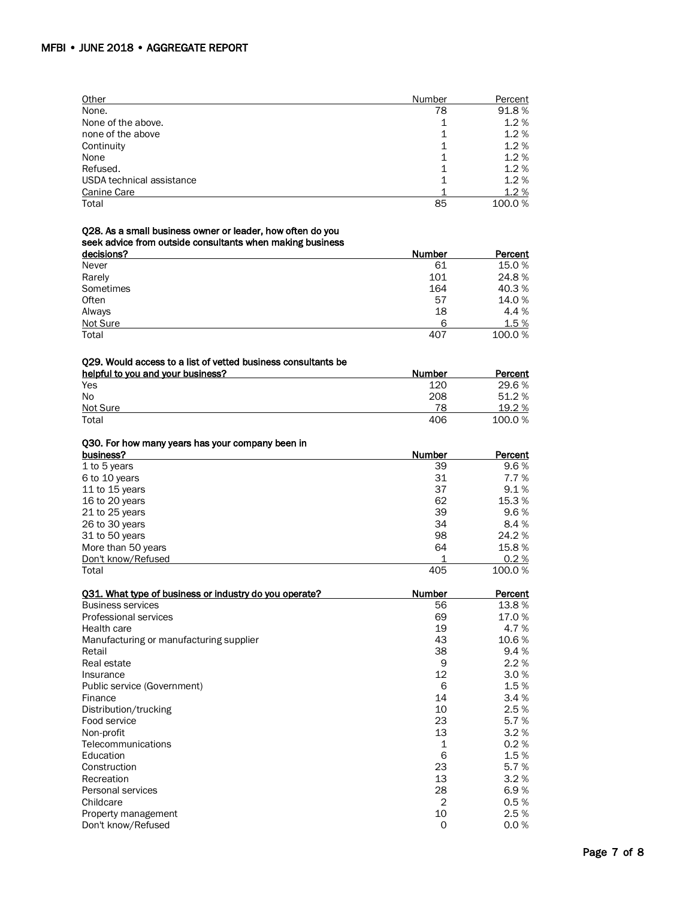| Other | Number | Percent |
|---|---|---|
| None. | 78 | 91.8 % |
| None of the above. | 1 | 1.2 % |
| none of the above | 1 | 1.2 % |
| Continuity | 1 | 1.2 % |
| None | 1 | 1.2 % |
| Refused. | 1 | 1.2 % |
| USDA technical assistance | 1 | 1.2 % |
| Canine Care | 1 | 1.2 % |
| Total | 85 | 100.0 % |

| **Q28. As a small business owner or leader, how often do you seek advice from outside consultants when making business decisions?** | **Number** | **Percent** |
|---|---|---|
| Never | 61 | 15.0 % |
| Rarely | 101 | 24.8 % |
| Sometimes | 164 | 40.3 % |
| Often | 57 | 14.0 % |
| Always | 18 | 4.4 % |
| Not Sure | 6 | 1.5 % |
| Total | 407 | 100.0 % |

| **Q29. Would access to a list of vetted business consultants be helpful to you and your business?** | **Number** | **Percent** |
|---|---|---|
| Yes | 120 | 29.6 % |
| No | 208 | 51.2 % |
| Not Sure | 78 | 19.2 % |
| Total | 406 | 100.0 % |

| **Q30. For how many years has your company been in business?** | **Number** | **Percent** |
|---|---|---|
| 1 to 5 years | 39 | 9.6 % |
| 6 to 10 years | 31 | 7.7 % |
| 11 to 15 years | 37 | 9.1 % |
| 16 to 20 years | 62 | 15.3 % |
| 21 to 25 years | 39 | 9.6 % |
| 26 to 30 years | 34 | 8.4 % |
| 31 to 50 years | 98 | 24.2 % |
| More than 50 years | 64 | 15.8 % |
| Don't know/Refused | 1 | 0.2 % |
| Total | 405 | 100.0 % |

| **Q31. What type of business or industry do you operate?** | **Number** | **Percent** |
|---|---|---|
| Business services | 56 | 13.8 % |
| Professional services | 69 | 17.0 % |
| Health care | 19 | 4.7 % |
| Manufacturing or manufacturing supplier | 43 | 10.6 % |
| Retail | 38 | 9.4 % |
| Real estate | 9 | 2.2 % |
| Insurance | 12 | 3.0 % |
| Public service (Government) | 6 | 1.5 % |
| Finance | 14 | 3.4 % |
| Distribution/trucking | 10 | 2.5 % |
| Food service | 23 | 5.7 % |
| Non-profit | 13 | 3.2 % |
| Telecommunications | 1 | 0.2 % |
| Education | 6 | 1.5 % |
| Construction | 23 | 5.7 % |
| Recreation | 13 | 3.2 % |
| Personal services | 28 | 6.9 % |
| Childcare | 2 | 0.5 % |
| Property management | 10 | 2.5 % |
| Don't know/Refused | 0 | 0.0 % |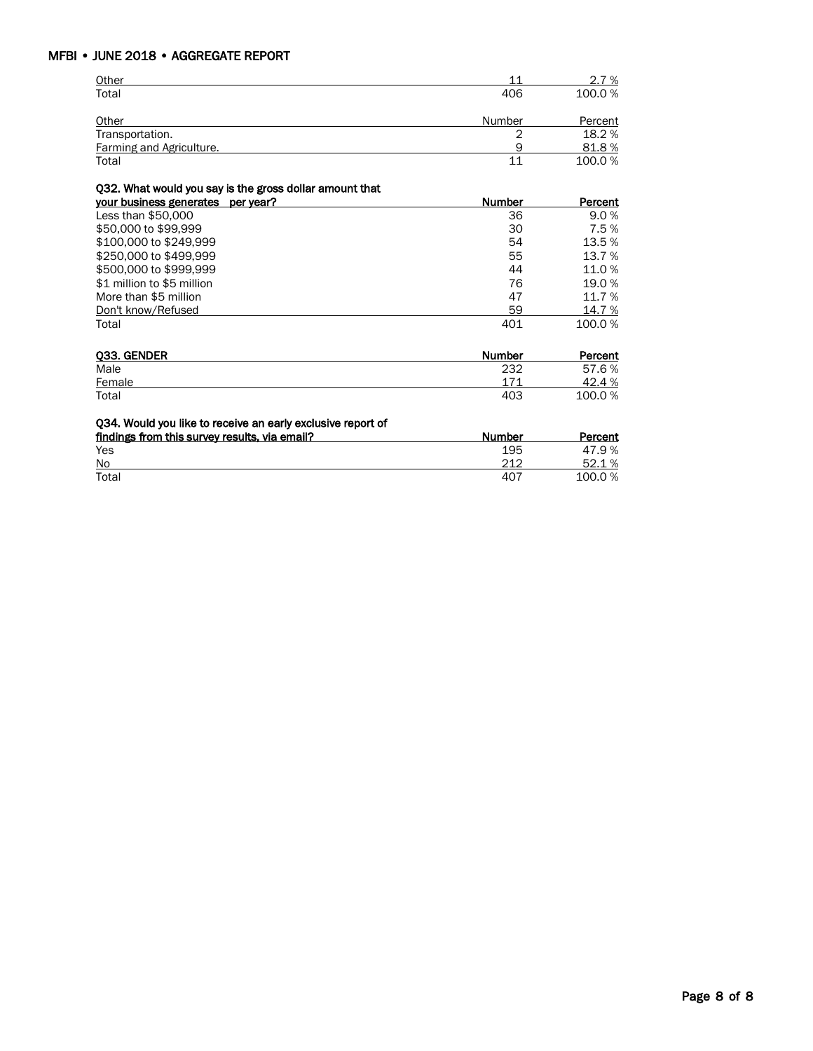| | Number | Percent |
|---|---|---|
| Other | 11 | 2.7 % |
| Total | 406 | 100.0 % |

| Other | Number | Percent |
|---|---|---|
| Transportation. | 2 | 18.2 % |
| Farming and Agriculture. | 9 | 81.8 % |
| Total | 11 | 100.0 % |

| **Q32. What would you say is the gross dollar amount that your business generates per year?** | **Number** | **Percent** |
|---|---|---|
| Less than $50,000 | 36 | 9.0 % |
| $50,000 to $99,999 | 30 | 7.5 % |
| $100,000 to $249,999 | 54 | 13.5 % |
| $250,000 to $499,999 | 55 | 13.7 % |
| $500,000 to $999,999 | 44 | 11.0 % |
| $1 million to $5 million | 76 | 19.0 % |
| More than $5 million | 47 | 11.7 % |
| Don't know/Refused | 59 | 14.7 % |
| Total | 401 | 100.0 % |

| **Q33. GENDER** | **Number** | **Percent** |
|---|---|---|
| Male | 232 | 57.6 % |
| Female | 171 | 42.4 % |
| Total | 403 | 100.0 % |

| **Q34. Would you like to receive an early exclusive report of findings from this survey results, via email?** | **Number** | **Percent** |
|---|---|---|
| Yes | 195 | 47.9 % |
| No | 212 | 52.1 % |
| Total | 407 | 100.0 % |